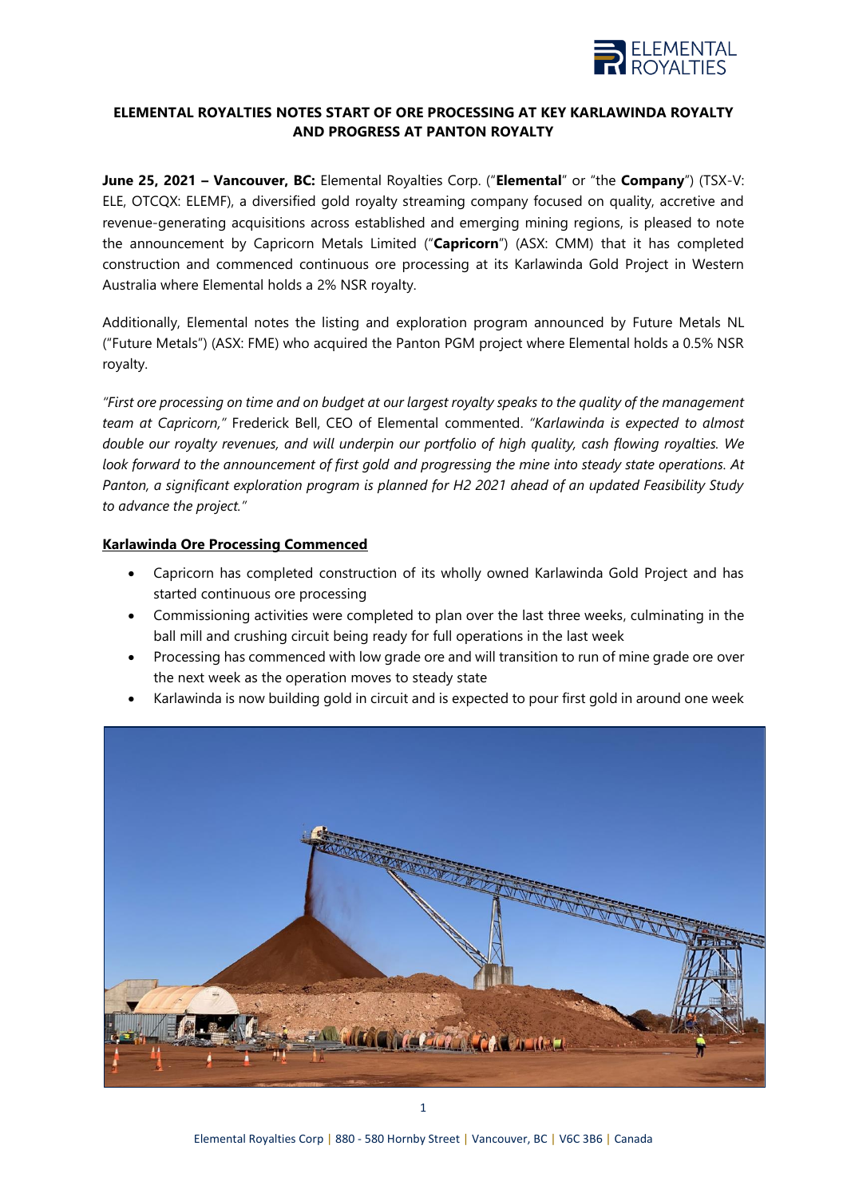# ELEMENTAL ROYALTIES NOTES START OF ORE PROCESSING AT KEY KARLAWINDA ROYALTY AND PROGRESS AT PANTON ROYALTY

**June 25, 2021 – Vancouver, BC:** Elemental Royalties Corp. ("**Elemental**" or "the **Company**") (TSX-V: ELE, OTCQX: ELEMF), a diversified gold royalty streaming company focused on quality, accretive and revenue-generating acquisitions across established and emerging mining regions, is pleased to note the announcement by Capricorn Metals Limited ("**Capricorn**") (ASX: CMM) that it has completed construction and commenced continuous ore processing at its Karlawinda Gold Project in Western Australia where Elemental holds a 2% NSR royalty.

Additionally, Elemental notes the listing and exploration program announced by Future Metals NL ("Future Metals") (ASX: FME) who acquired the Panton PGM project where Elemental holds a 0.5% NSR royalty.

*"First ore processing on time and on budget at our largest royalty speaks to the quality of the management team at Capricorn,"* Frederick Bell, CEO of Elemental commented. *"Karlawinda is expected to almost double our royalty revenues, and will underpin our portfolio of high quality, cash flowing royalties. We look forward to the announcement of first gold and progressing the mine into steady state operations. At Panton, a significant exploration program is planned for H2 2021 ahead of an updated Feasibility Study to advance the project."*

## Karlawinda Ore Processing Commenced

- Capricorn has completed construction of its wholly owned Karlawinda Gold Project and has started continuous ore processing
- Commissioning activities were completed to plan over the last three weeks, culminating in the ball mill and crushing circuit being ready for full operations in the last week
- Processing has commenced with low grade ore and will transition to run of mine grade ore over the next week as the operation moves to steady state
- Karlawinda is now building gold in circuit and is expected to pour first gold in around one week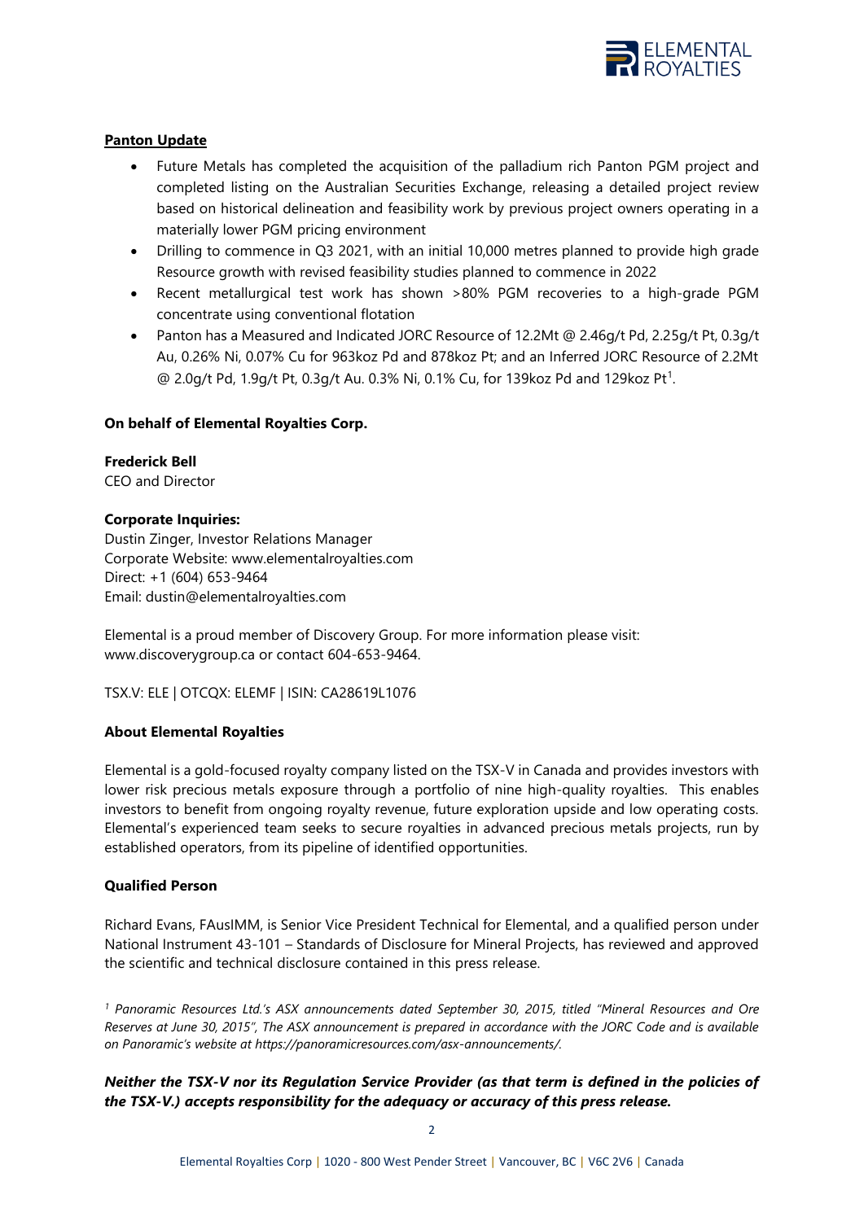**Panton Update**

- Future Metals has completed the acquisition of the palladium rich Panton PGM project and completed listing on the Australian Securities Exchange, releasing a detailed project review based on historical delineation and feasibility work by previous project owners operating in a materially lower PGM pricing environment
- Drilling to commence in Q3 2021, with an initial 10,000 metres planned to provide high grade Resource growth with revised feasibility studies planned to commence in 2022
- Recent metallurgical test work has shown >80% PGM recoveries to a high-grade PGM concentrate using conventional flotation
- Panton has a Measured and Indicated JORC Resource of 12.2Mt @ 2.46g/t Pd, 2.25g/t Pt, 0.3g/t Au, 0.26% Ni, 0.07% Cu for 963koz Pd and 878koz Pt; and an Inferred JORC Resource of 2.2Mt @ 2.0g/t Pd, 1.9g/t Pt, 0.3g/t Au. 0.3% Ni, 0.1% Cu, for 139koz Pd and 129koz Pt[1].

**On behalf of Elemental Royalties Corp.**

**Frederick Bell**
CEO and Director

**Corporate Inquiries:**
Dustin Zinger, Investor Relations Manager
Corporate Website: www.elementalroyalties.com
Direct: +1 (604) 653-9464
Email: dustin@elementalroyalties.com

Elemental is a proud member of Discovery Group. For more information please visit: www.discoverygroup.ca or contact 604-653-9464.

TSX.V: ELE | OTCQX: ELEMF | ISIN: CA28619L1076

**About Elemental Royalties**

Elemental is a gold-focused royalty company listed on the TSX-V in Canada and provides investors with lower risk precious metals exposure through a portfolio of nine high-quality royalties. This enables investors to benefit from ongoing royalty revenue, future exploration upside and low operating costs. Elemental's experienced team seeks to secure royalties in advanced precious metals projects, run by established operators, from its pipeline of identified opportunities.

**Qualified Person**

Richard Evans, FAusIMM, is Senior Vice President Technical for Elemental, and a qualified person under National Instrument 43-101 – Standards of Disclosure for Mineral Projects, has reviewed and approved the scientific and technical disclosure contained in this press release.

*[1] Panoramic Resources Ltd.'s ASX announcements dated September 30, 2015, titled "Mineral Resources and Ore Reserves at June 30, 2015", The ASX announcement is prepared in accordance with the JORC Code and is available on Panoramic's website at https://panoramicresources.com/asx-announcements/.*

***Neither the TSX-V nor its Regulation Service Provider (as that term is defined in the policies of the TSX-V.) accepts responsibility for the adequacy or accuracy of this press release.***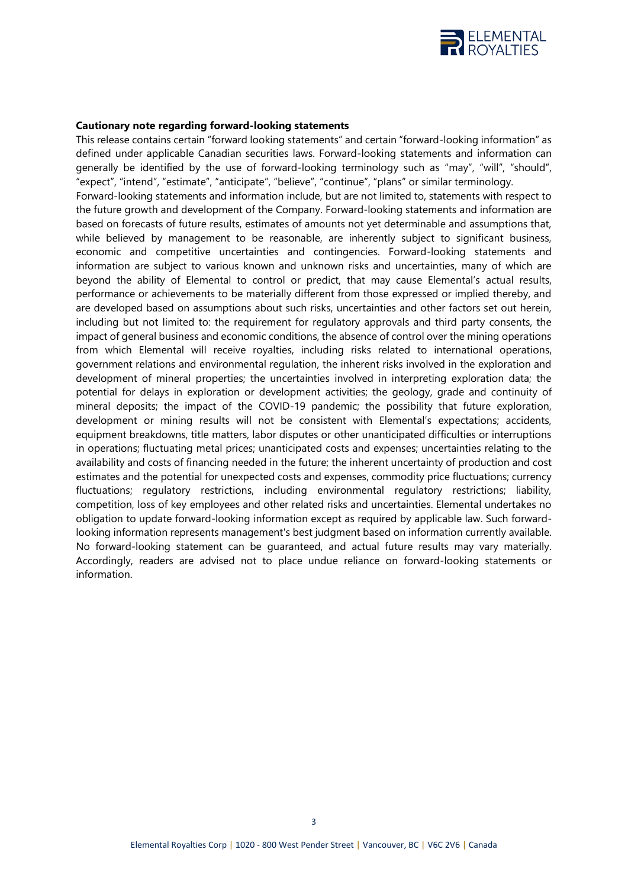**Cautionary note regarding forward-looking statements**

This release contains certain "forward looking statements" and certain "forward-looking information" as defined under applicable Canadian securities laws. Forward-looking statements and information can generally be identified by the use of forward-looking terminology such as "may", "will", "should", "expect", "intend", "estimate", "anticipate", "believe", "continue", "plans" or similar terminology.

Forward-looking statements and information include, but are not limited to, statements with respect to the future growth and development of the Company. Forward-looking statements and information are based on forecasts of future results, estimates of amounts not yet determinable and assumptions that, while believed by management to be reasonable, are inherently subject to significant business, economic and competitive uncertainties and contingencies. Forward-looking statements and information are subject to various known and unknown risks and uncertainties, many of which are beyond the ability of Elemental to control or predict, that may cause Elemental's actual results, performance or achievements to be materially different from those expressed or implied thereby, and are developed based on assumptions about such risks, uncertainties and other factors set out herein, including but not limited to: the requirement for regulatory approvals and third party consents, the impact of general business and economic conditions, the absence of control over the mining operations from which Elemental will receive royalties, including risks related to international operations, government relations and environmental regulation, the inherent risks involved in the exploration and development of mineral properties; the uncertainties involved in interpreting exploration data; the potential for delays in exploration or development activities; the geology, grade and continuity of mineral deposits; the impact of the COVID-19 pandemic; the possibility that future exploration, development or mining results will not be consistent with Elemental's expectations; accidents, equipment breakdowns, title matters, labor disputes or other unanticipated difficulties or interruptions in operations; fluctuating metal prices; unanticipated costs and expenses; uncertainties relating to the availability and costs of financing needed in the future; the inherent uncertainty of production and cost estimates and the potential for unexpected costs and expenses, commodity price fluctuations; currency fluctuations; regulatory restrictions, including environmental regulatory restrictions; liability, competition, loss of key employees and other related risks and uncertainties. Elemental undertakes no obligation to update forward-looking information except as required by applicable law. Such forward-looking information represents management's best judgment based on information currently available. No forward-looking statement can be guaranteed, and actual future results may vary materially. Accordingly, readers are advised not to place undue reliance on forward-looking statements or information.